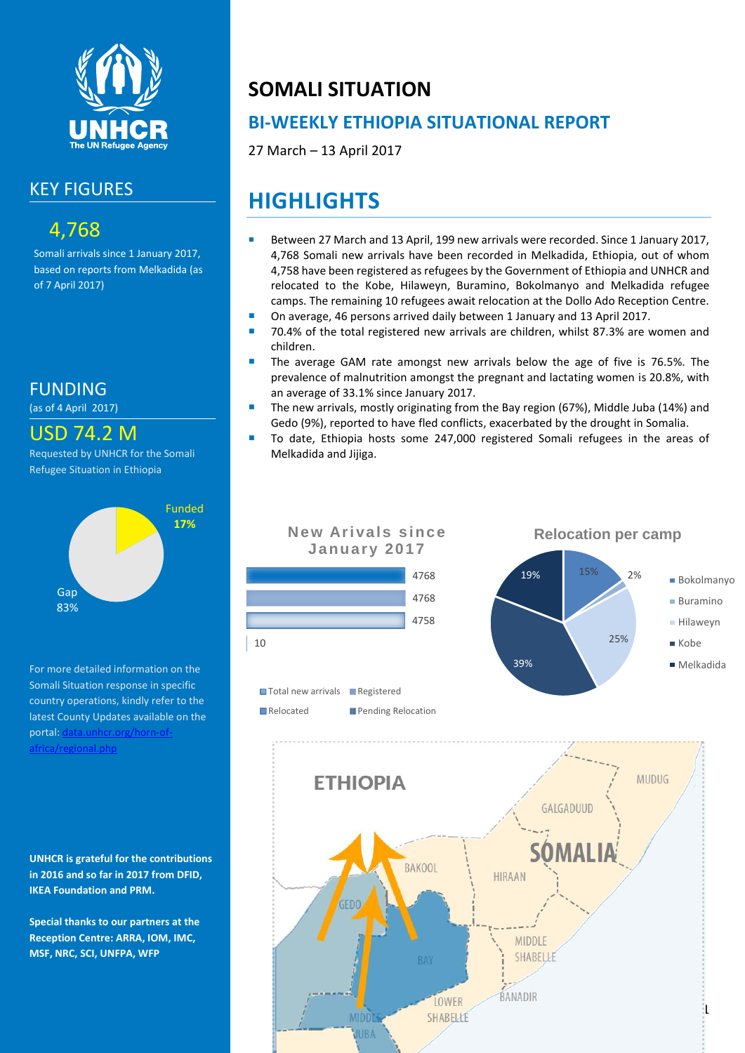# SOMALI SITUATION

## BI-WEEKLY ETHIOPIA SITUATIONAL REPORT

27 March – 13 April 2017

## KEY FIGURES

**4,768**

Somali arrivals since 1 January 2017, based on reports from Melkadida (as of 7 April 2017)

## FUNDING

(as of 4 April 2017)

**USD 74.2 M**

Requested by UNHCR for the Somali Refugee Situation in Ethiopia

Funded 17%

Gap 83%

For more detailed information on the Somali Situation response in specific country operations, kindly refer to the latest County Updates available on the portal: data.unhcr.org/horn-of-africa/regional.php

**UNHCR is grateful for the contributions in 2016 and so far in 2017 from DFID, IKEA Foundation and PRM.**

**Special thanks to our partners at the Reception Centre: ARRA, IOM, IMC, MSF, NRC, SCI, UNFPA, WFP**

## HIGHLIGHTS

- Between 27 March and 13 April, 199 new arrivals were recorded. Since 1 January 2017, 4,768 Somali new arrivals have been recorded in Melkadida, Ethiopia, out of whom 4,758 have been registered as refugees by the Government of Ethiopia and UNHCR and relocated to the Kobe, Hilaweyn, Buramino, Bokolmanyo and Melkadida refugee camps. The remaining 10 refugees await relocation at the Dollo Ado Reception Centre.
- On average, 46 persons arrived daily between 1 January and 13 April 2017.
- 70.4% of the total registered new arrivals are children, whilst 87.3% are women and children.
- The average GAM rate amongst new arrivals below the age of five is 76.5%. The prevalence of malnutrition amongst the pregnant and lactating women is 20.8%, with an average of 33.1% since January 2017.
- The new arrivals, mostly originating from the Bay region (67%), Middle Juba (14%) and Gedo (9%), reported to have fled conflicts, exacerbated by the drought in Somalia.
- To date, Ethiopia hosts some 247,000 registered Somali refugees in the areas of Melkadida and Jijiga.

New Arrivals since January 2017

4768
4768
4758
10

Total new arrivals
Registered
Relocated
Pending Relocation

Relocation per camp

15%
2%
25%
39%
19%

Bokolmanyo
Buramino
Hilaweyn
Kobe
Melkadida

ETHIOPIA
SOMALIA
MUDUG
GALGADUUD
BAKOOL
HIRAAN
GEDO
BAY
MIDDLE SHABELLE
BANADIR
LOWER SHABELLE
MIDDLE JUBA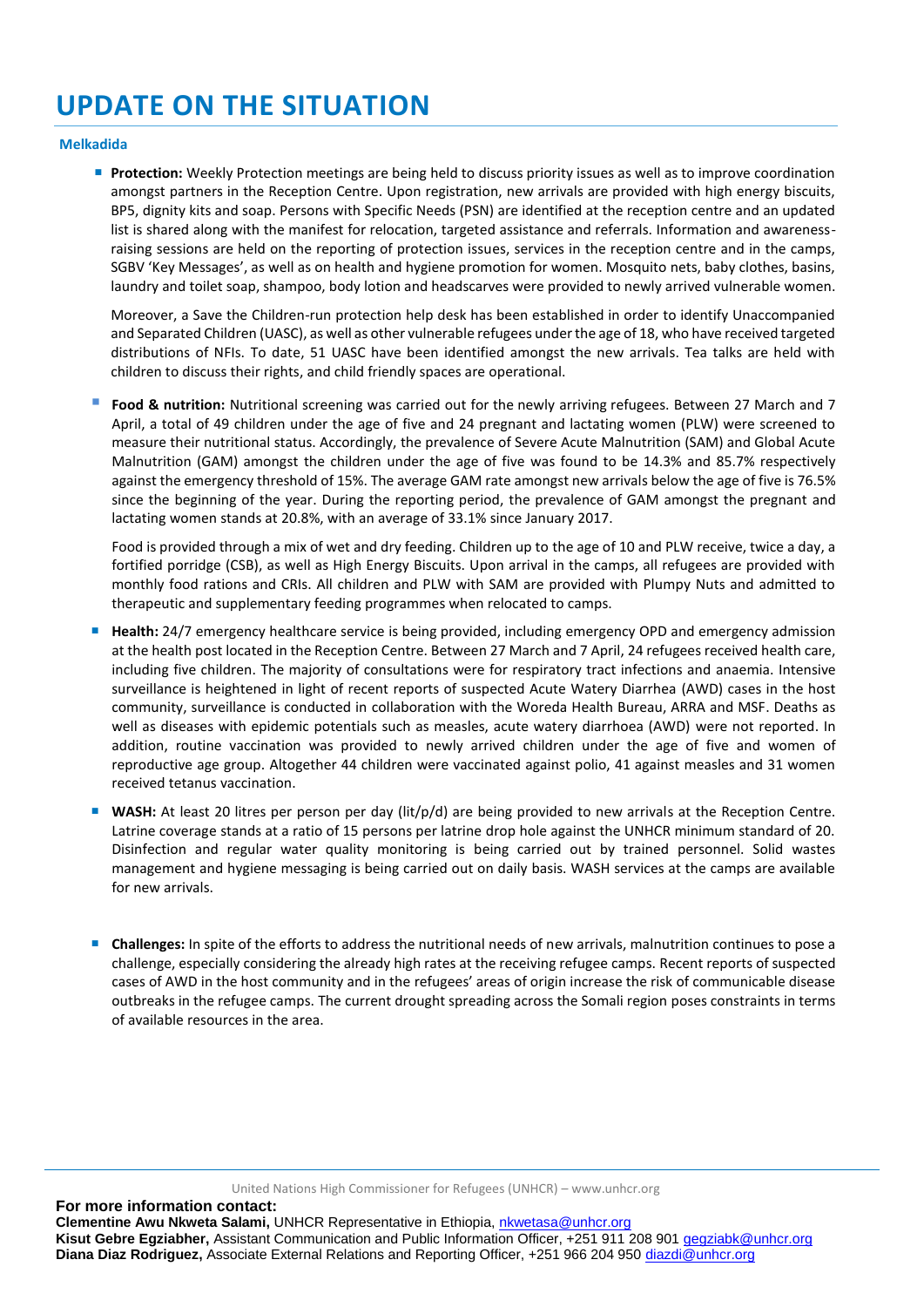# UPDATE ON THE SITUATION

### Melkadida

- **Protection:** Weekly Protection meetings are being held to discuss priority issues as well as to improve coordination amongst partners in the Reception Centre. Upon registration, new arrivals are provided with high energy biscuits, BP5, dignity kits and soap. Persons with Specific Needs (PSN) are identified at the reception centre and an updated list is shared along with the manifest for relocation, targeted assistance and referrals. Information and awareness-raising sessions are held on the reporting of protection issues, services in the reception centre and in the camps, SGBV 'Key Messages', as well as on health and hygiene promotion for women. Mosquito nets, baby clothes, basins, laundry and toilet soap, shampoo, body lotion and headscarves were provided to newly arrived vulnerable women.

  Moreover, a Save the Children-run protection help desk has been established in order to identify Unaccompanied and Separated Children (UASC), as well as other vulnerable refugees under the age of 18, who have received targeted distributions of NFIs. To date, 51 UASC have been identified amongst the new arrivals. Tea talks are held with children to discuss their rights, and child friendly spaces are operational.

- **Food & nutrition:** Nutritional screening was carried out for the newly arriving refugees. Between 27 March and 7 April, a total of 49 children under the age of five and 24 pregnant and lactating women (PLW) were screened to measure their nutritional status. Accordingly, the prevalence of Severe Acute Malnutrition (SAM) and Global Acute Malnutrition (GAM) amongst the children under the age of five was found to be 14.3% and 85.7% respectively against the emergency threshold of 15%. The average GAM rate amongst new arrivals below the age of five is 76.5% since the beginning of the year. During the reporting period, the prevalence of GAM amongst the pregnant and lactating women stands at 20.8%, with an average of 33.1% since January 2017.

  Food is provided through a mix of wet and dry feeding. Children up to the age of 10 and PLW receive, twice a day, a fortified porridge (CSB), as well as High Energy Biscuits. Upon arrival in the camps, all refugees are provided with monthly food rations and CRIs. All children and PLW with SAM are provided with Plumpy Nuts and admitted to therapeutic and supplementary feeding programmes when relocated to camps.

- **Health:** 24/7 emergency healthcare service is being provided, including emergency OPD and emergency admission at the health post located in the Reception Centre. Between 27 March and 7 April, 24 refugees received health care, including five children. The majority of consultations were for respiratory tract infections and anaemia. Intensive surveillance is heightened in light of recent reports of suspected Acute Watery Diarrhea (AWD) cases in the host community, surveillance is conducted in collaboration with the Woreda Health Bureau, ARRA and MSF. Deaths as well as diseases with epidemic potentials such as measles, acute watery diarrhoea (AWD) were not reported. In addition, routine vaccination was provided to newly arrived children under the age of five and women of reproductive age group. Altogether 44 children were vaccinated against polio, 41 against measles and 31 women received tetanus vaccination.

- **WASH:** At least 20 litres per person per day (lit/p/d) are being provided to new arrivals at the Reception Centre. Latrine coverage stands at a ratio of 15 persons per latrine drop hole against the UNHCR minimum standard of 20. Disinfection and regular water quality monitoring is being carried out by trained personnel. Solid wastes management and hygiene messaging is being carried out on daily basis. WASH services at the camps are available for new arrivals.

- **Challenges:** In spite of the efforts to address the nutritional needs of new arrivals, malnutrition continues to pose a challenge, especially considering the already high rates at the receiving refugee camps. Recent reports of suspected cases of AWD in the host community and in the refugees' areas of origin increase the risk of communicable disease outbreaks in the refugee camps. The current drought spreading across the Somali region poses constraints in terms of available resources in the area.

United Nations High Commissioner for Refugees (UNHCR) – www.unhcr.org

**For more information contact:**
**Clementine Awu Nkweta Salami,** UNHCR Representative in Ethiopia, nkwetasa@unhcr.org
**Kisut Gebre Egziabher,** Assistant Communication and Public Information Officer, +251 911 208 901 gegziabk@unhcr.org
**Diana Diaz Rodriguez,** Associate External Relations and Reporting Officer, +251 966 204 950 diazdi@unhcr.org